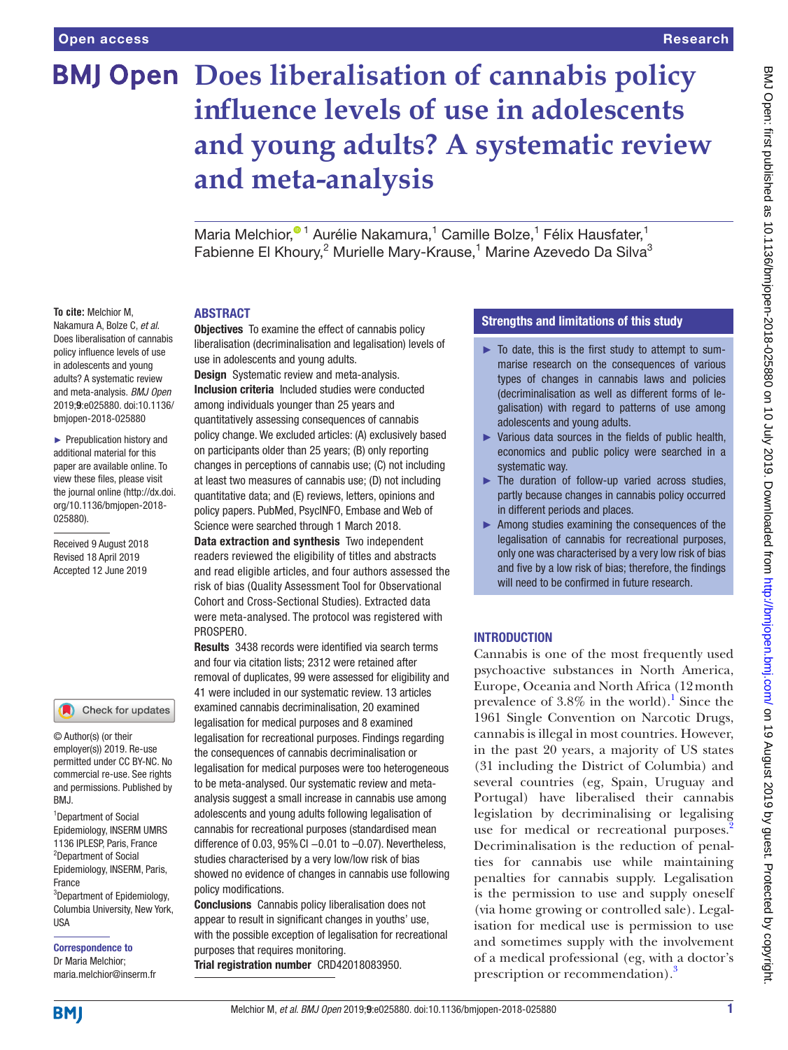# Does liberalisation of cannabis policy influence levels of use in adolescents and young adults? A systematic review and meta-analysis

Maria Melchior,[1] Aurélie Nakamura,[1] Camille Bolze,[1] Félix Hausfater,[1] Fabienne El Khoury,[2] Murielle Mary-Krause,[1] Marine Azevedo Da Silva[3]

**To cite:** Melchior M, Nakamura A, Bolze C, *et al*. Does liberalisation of cannabis policy influence levels of use in adolescents and young adults? A systematic review and meta-analysis. *BMJ Open* 2019;**9**:e025880. doi:10.1136/bmjopen-2018-025880

► Prepublication history and additional material for this paper are available online. To view these files, please visit the journal online (http://dx.doi.org/10.1136/bmjopen-2018-025880).

Received 9 August 2018
Revised 18 April 2019
Accepted 12 June 2019

© Author(s) (or their employer(s)) 2019. Re-use permitted under CC BY-NC. No commercial re-use. See rights and permissions. Published by BMJ.

[1]Department of Social Epidemiology, INSERM UMRS 1136 IPLESP, Paris, France
[2]Department of Social Epidemiology, INSERM, Paris, France
[3]Department of Epidemiology, Columbia University, New York, USA

**Correspondence to**
Dr Maria Melchior;
maria.melchior@inserm.fr

## ABSTRACT

**Objectives** To examine the effect of cannabis policy liberalisation (decriminalisation and legalisation) levels of use in adolescents and young adults.

**Design** Systematic review and meta-analysis.

**Inclusion criteria** Included studies were conducted among individuals younger than 25 years and quantitatively assessing consequences of cannabis policy change. We excluded articles: (A) exclusively based on participants older than 25 years; (B) only reporting changes in perceptions of cannabis use; (C) not including at least two measures of cannabis use; (D) not including quantitative data; and (E) reviews, letters, opinions and policy papers. PubMed, PsycINFO, Embase and Web of Science were searched through 1 March 2018.

**Data extraction and synthesis** Two independent readers reviewed the eligibility of titles and abstracts and read eligible articles, and four authors assessed the risk of bias (Quality Assessment Tool for Observational Cohort and Cross-Sectional Studies). Extracted data were meta-analysed. The protocol was registered with PROSPERO.

**Results** 3438 records were identified via search terms and four via citation lists; 2312 were retained after removal of duplicates, 99 were assessed for eligibility and 41 were included in our systematic review. 13 articles examined cannabis decriminalisation, 20 examined legalisation for medical purposes and 8 examined legalisation for recreational purposes. Findings regarding the consequences of cannabis decriminalisation or legalisation for medical purposes were too heterogeneous to be meta-analysed. Our systematic review and meta-analysis suggest a small increase in cannabis use among adolescents and young adults following legalisation of cannabis for recreational purposes (standardised mean difference of 0.03, 95% CI −0.01 to −0.07). Nevertheless, studies characterised by a very low/low risk of bias showed no evidence of changes in cannabis use following policy modifications.

**Conclusions** Cannabis policy liberalisation does not appear to result in significant changes in youths' use, with the possible exception of legalisation for recreational purposes that requires monitoring.

**Trial registration number** CRD42018083950.

## Strengths and limitations of this study

- ► To date, this is the first study to attempt to summarise research on the consequences of various types of changes in cannabis laws and policies (decriminalisation as well as different forms of legalisation) with regard to patterns of use among adolescents and young adults.
- ► Various data sources in the fields of public health, economics and public policy were searched in a systematic way.
- ► The duration of follow-up varied across studies, partly because changes in cannabis policy occurred in different periods and places.
- ► Among studies examining the consequences of the legalisation of cannabis for recreational purposes, only one was characterised by a very low risk of bias and five by a low risk of bias; therefore, the findings will need to be confirmed in future research.

## INTRODUCTION

Cannabis is one of the most frequently used psychoactive substances in North America, Europe, Oceania and North Africa (12 month prevalence of 3.8% in the world).[1] Since the 1961 Single Convention on Narcotic Drugs, cannabis is illegal in most countries. However, in the past 20 years, a majority of US states (31 including the District of Columbia) and several countries (eg, Spain, Uruguay and Portugal) have liberalised their cannabis legislation by decriminalising or legalising use for medical or recreational purposes.[2] Decriminalisation is the reduction of penalties for cannabis use while maintaining penalties for cannabis supply. Legalisation is the permission to use and supply oneself (via home growing or controlled sale). Legalisation for medical use is permission to use and sometimes supply with the involvement of a medical professional (eg, with a doctor's prescription or recommendation).[3]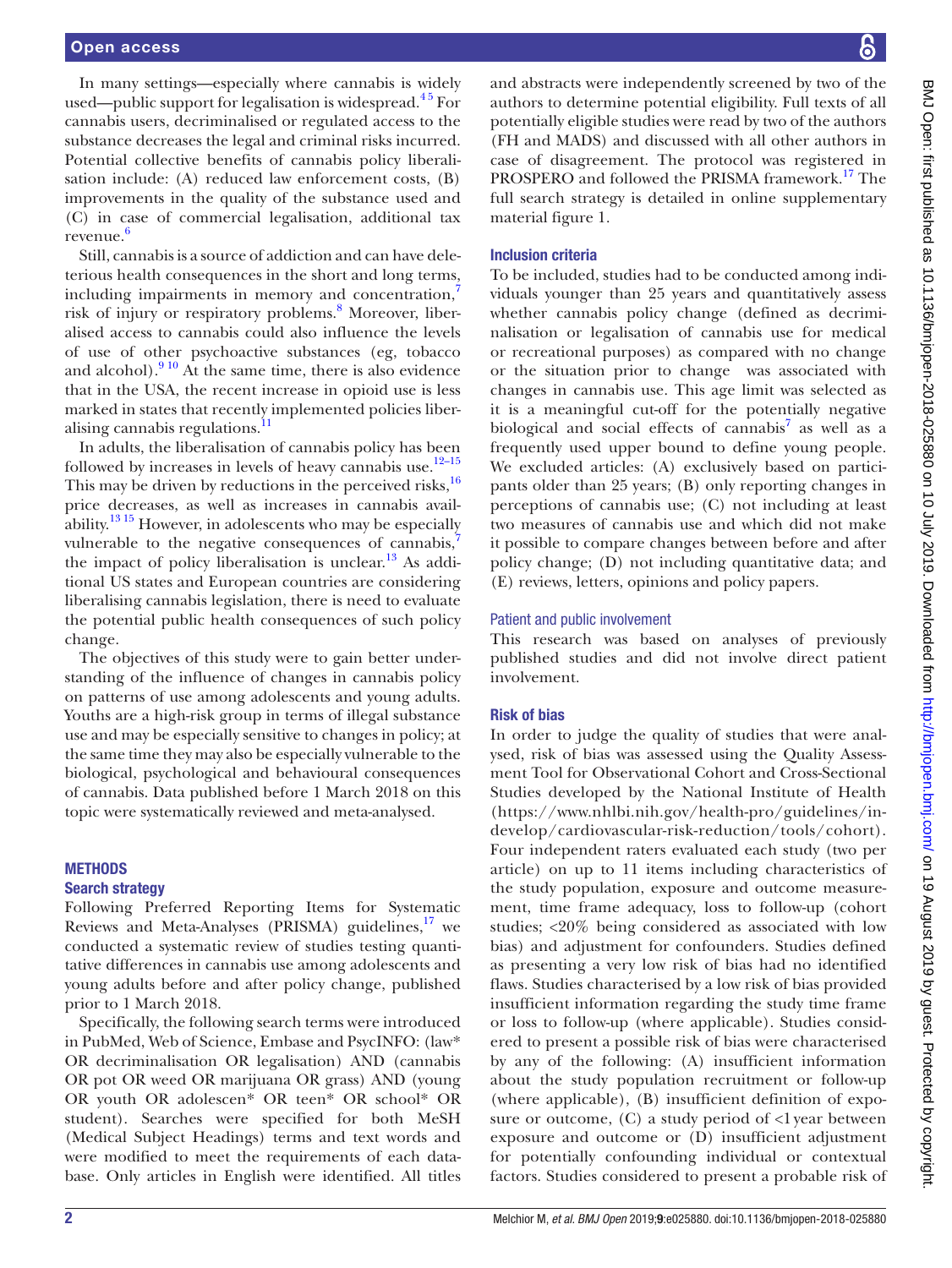In many settings—especially where cannabis is widely used—public support for legalisation is widespread.[4,5] For cannabis users, decriminalised or regulated access to the substance decreases the legal and criminal risks incurred. Potential collective benefits of cannabis policy liberalisation include: (A) reduced law enforcement costs, (B) improvements in the quality of the substance used and (C) in case of commercial legalisation, additional tax revenue.[6]

Still, cannabis is a source of addiction and can have deleterious health consequences in the short and long terms, including impairments in memory and concentration,[7] risk of injury or respiratory problems.[8] Moreover, liberalised access to cannabis could also influence the levels of use of other psychoactive substances (eg, tobacco and alcohol).[9,10] At the same time, there is also evidence that in the USA, the recent increase in opioid use is less marked in states that recently implemented policies liberalising cannabis regulations.[11]

In adults, the liberalisation of cannabis policy has been followed by increases in levels of heavy cannabis use.[12–15] This may be driven by reductions in the perceived risks,[16] price decreases, as well as increases in cannabis availability.[13,15] However, in adolescents who may be especially vulnerable to the negative consequences of cannabis,[7] the impact of policy liberalisation is unclear.[13] As additional US states and European countries are considering liberalising cannabis legislation, there is need to evaluate the potential public health consequences of such policy change.

The objectives of this study were to gain better understanding of the influence of changes in cannabis policy on patterns of use among adolescents and young adults. Youths are a high-risk group in terms of illegal substance use and may be especially sensitive to changes in policy; at the same time they may also be especially vulnerable to the biological, psychological and behavioural consequences of cannabis. Data published before 1 March 2018 on this topic were systematically reviewed and meta-analysed.

## METHODS

### Search strategy

Following Preferred Reporting Items for Systematic Reviews and Meta-Analyses (PRISMA) guidelines,[17] we conducted a systematic review of studies testing quantitative differences in cannabis use among adolescents and young adults before and after policy change, published prior to 1 March 2018.

Specifically, the following search terms were introduced in PubMed, Web of Science, Embase and PsycINFO: (law* OR decriminalisation OR legalisation) AND (cannabis OR pot OR weed OR marijuana OR grass) AND (young OR youth OR adolescen* OR teen* OR school* OR student). Searches were specified for both MeSH (Medical Subject Headings) terms and text words and were modified to meet the requirements of each database. Only articles in English were identified. All titles and abstracts were independently screened by two of the authors to determine potential eligibility. Full texts of all potentially eligible studies were read by two of the authors (FH and MADS) and discussed with all other authors in case of disagreement. The protocol was registered in PROSPERO and followed the PRISMA framework.[17] The full search strategy is detailed in online supplementary material figure 1.

### Inclusion criteria

To be included, studies had to be conducted among individuals younger than 25 years and quantitatively assess whether cannabis policy change (defined as decriminalisation or legalisation of cannabis use for medical or recreational purposes) as compared with no change or the situation prior to change was associated with changes in cannabis use. This age limit was selected as it is a meaningful cut-off for the potentially negative biological and social effects of cannabis[7] as well as a frequently used upper bound to define young people. We excluded articles: (A) exclusively based on participants older than 25 years; (B) only reporting changes in perceptions of cannabis use; (C) not including at least two measures of cannabis use and which did not make it possible to compare changes between before and after policy change; (D) not including quantitative data; and (E) reviews, letters, opinions and policy papers.

### Patient and public involvement

This research was based on analyses of previously published studies and did not involve direct patient involvement.

### Risk of bias

In order to judge the quality of studies that were analysed, risk of bias was assessed using the Quality Assessment Tool for Observational Cohort and Cross-Sectional Studies developed by the National Institute of Health (https://www.nhlbi.nih.gov/health-pro/guidelines/in-develop/cardiovascular-risk-reduction/tools/cohort). Four independent raters evaluated each study (two per article) on up to 11 items including characteristics of the study population, exposure and outcome measurement, time frame adequacy, loss to follow-up (cohort studies; <20% being considered as associated with low bias) and adjustment for confounders. Studies defined as presenting a very low risk of bias had no identified flaws. Studies characterised by a low risk of bias provided insufficient information regarding the study time frame or loss to follow-up (where applicable). Studies considered to present a possible risk of bias were characterised by any of the following: (A) insufficient information about the study population recruitment or follow-up (where applicable), (B) insufficient definition of exposure or outcome, (C) a study period of <1 year between exposure and outcome or (D) insufficient adjustment for potentially confounding individual or contextual factors. Studies considered to present a probable risk of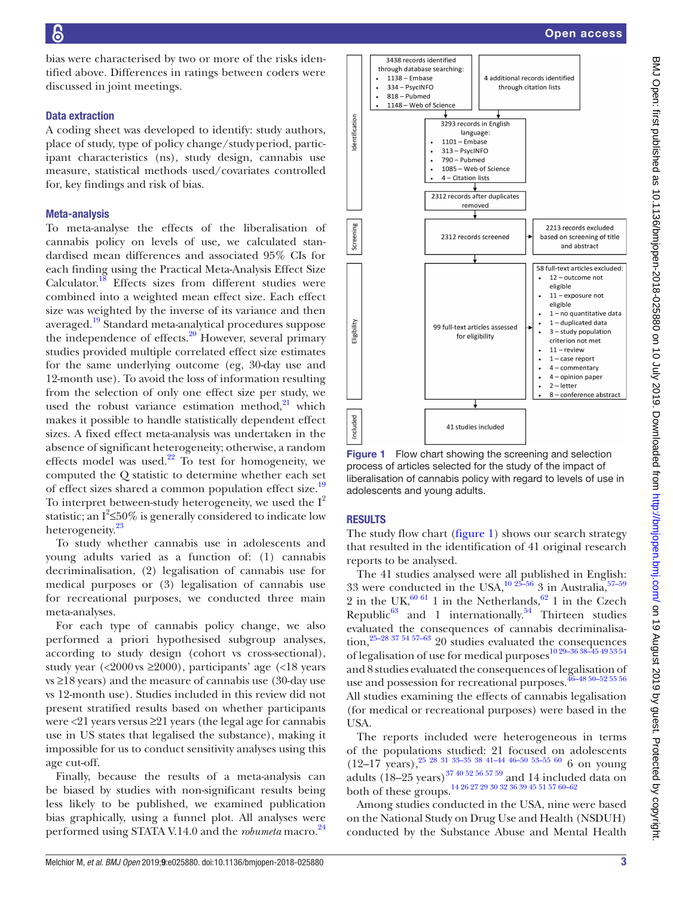bias were characterised by two or more of the risks identified above. Differences in ratings between coders were discussed in joint meetings.

### Data extraction

A coding sheet was developed to identify: study authors, place of study, type of policy change/study period, participant characteristics (ns), study design, cannabis use measure, statistical methods used/covariates controlled for, key findings and risk of bias.

### Meta-analysis

To meta-analyse the effects of the liberalisation of cannabis policy on levels of use, we calculated standardised mean differences and associated 95% CIs for each finding using the Practical Meta-Analysis Effect Size Calculator.[18] Effects sizes from different studies were combined into a weighted mean effect size. Each effect size was weighted by the inverse of its variance and then averaged.[19] Standard meta-analytical procedures suppose the independence of effects.[20] However, several primary studies provided multiple correlated effect size estimates for the same underlying outcome (eg, 30-day use and 12-month use). To avoid the loss of information resulting from the selection of only one effect size per study, we used the robust variance estimation method,[21] which makes it possible to handle statistically dependent effect sizes. A fixed effect meta-analysis was undertaken in the absence of significant heterogeneity; otherwise, a random effects model was used.[22] To test for homogeneity, we computed the Q statistic to determine whether each set of effect sizes shared a common population effect size.[19] To interpret between-study heterogeneity, we used the $I^2$ statistic; an $I^2 \leq 50\%$ is generally considered to indicate low heterogeneity.[23]

To study whether cannabis use in adolescents and young adults varied as a function of: (1) cannabis decriminalisation, (2) legalisation of cannabis use for medical purposes or (3) legalisation of cannabis use for recreational purposes, we conducted three main meta-analyses.

For each type of cannabis policy change, we also performed a priori hypothesised subgroup analyses, according to study design (cohort vs cross-sectional), study year (<2000 vs ≥2000), participants' age (<18 years vs ≥18 years) and the measure of cannabis use (30-day use vs 12-month use). Studies included in this review did not present stratified results based on whether participants were <21 years versus ≥21 years (the legal age for cannabis use in US states that legalised the substance), making it impossible for us to conduct sensitivity analyses using this age cut-off.

Finally, because the results of a meta-analysis can be biased by studies with non-significant results being less likely to be published, we examined publication bias graphically, using a funnel plot. All analyses were performed using STATA V.14.0 and the *robumeta* macro.[24]

**Identification**

- 3438 records identified through database searching:
  - 1138 – Embase
  - 334 – PsycINFO
  - 818 – Pubmed
  - 1148 – Web of Science
- 4 additional records identified through citation lists
- 3293 records in English language:
  - 1101 – Embase
  - 313 – PsycINFO
  - 790 – Pubmed
  - 1085 – Web of Science
  - 4 – Citation lists
- 2312 records after duplicates removed

**Screening**

- 2312 records screened → 2213 records excluded based on screening of title and abstract

**Eligibility**

- 99 full-text articles assessed for eligibility → 58 full-text articles excluded:
  - 12 – outcome not eligible
  - 11 – exposure not eligible
  - 1 – no quantitative data
  - 1 – duplicated data
  - 3 – study population criterion not met
  - 11 – review
  - 1 – case report
  - 4 – commentary
  - 4 – opinion paper
  - 2 – letter
  - 8 – conference abstract

**Included**

- 41 studies included

**Figure 1** Flow chart showing the screening and selection process of articles selected for the study of the impact of liberalisation of cannabis policy with regard to levels of use in adolescents and young adults.

## RESULTS

The study flow chart (figure 1) shows our search strategy that resulted in the identification of 41 original research reports to be analysed.

The 41 studies analysed were all published in English: 33 were conducted in the USA,[10 25–56] 3 in Australia,[57–59] 2 in the UK,[60 61] 1 in the Netherlands,[62] 1 in the Czech Republic[63] and 1 internationally.[54] Thirteen studies evaluated the consequences of cannabis decriminalisation,[25–28 37 54 57–63] 20 studies evaluated the consequences of legalisation of use for medical purposes[10 29–36 38–45 49 53 54] and 8 studies evaluated the consequences of legalisation of use and possession for recreational purposes.[46–48 50–52 55 56] All studies examining the effects of cannabis legalisation (for medical or recreational purposes) were based in the USA.

The reports included were heterogeneous in terms of the populations studied: 21 focused on adolescents (12–17 years),[25 28 31 33–35 38 41–44 46–50 53–55 60] 6 on young adults (18–25 years)[37 40 52 56 57 59] and 14 included data on both of these groups.[14 26 27 29 30 32 36 39 45 51 57 60–62]

Among studies conducted in the USA, nine were based on the National Study on Drug Use and Health (NSDUH) conducted by the Substance Abuse and Mental Health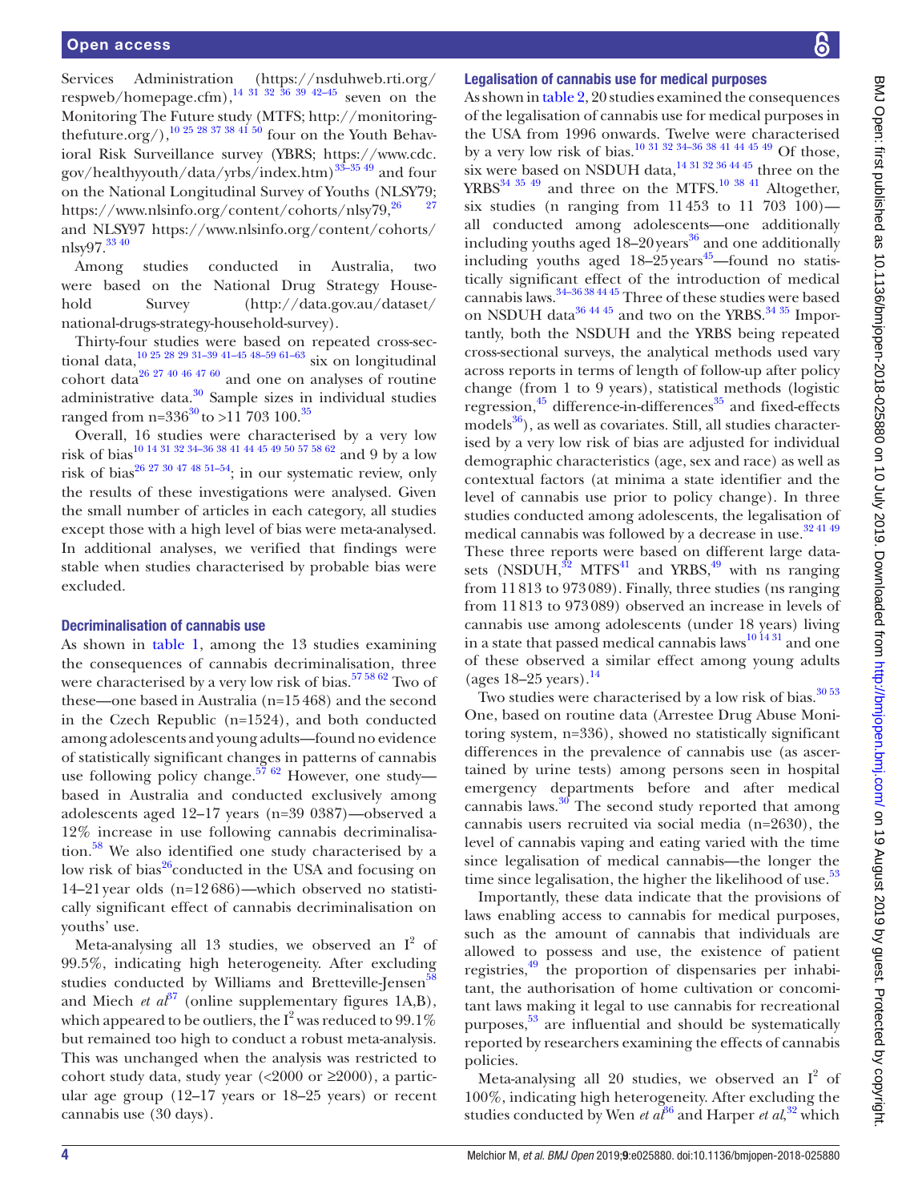Services Administration (https://nsduhweb.rti.org/respweb/homepage.cfm),[14 31 32 36 39 42–45] seven on the Monitoring The Future study (MTFS; http://monitoringthefuture.org/),[10 25 28 37 38 41 50] four on the Youth Behavioral Risk Surveillance survey (YBRS; https://www.cdc.gov/healthyyouth/data/yrbs/index.htm)[33–35 49] and four on the National Longitudinal Survey of Youths (NLSY79; https://www.nlsinfo.org/content/cohorts/nlsy79,[26 27] and NLSY97 https://www.nlsinfo.org/content/cohorts/nlsy97.[33 40]

Among studies conducted in Australia, two were based on the National Drug Strategy Household Survey (http://data.gov.au/dataset/national-drugs-strategy-household-survey).

Thirty-four studies were based on repeated cross-sectional data,[10 25 28 29 31–39 41–45 48–59 61–63] six on longitudinal cohort data[26 27 40 46 47 60] and one on analyses of routine administrative data.[30] Sample sizes in individual studies ranged from n=336[30] to >11 703 100.[35]

Overall, 16 studies were characterised by a very low risk of bias[10 14 31 32 34–36 38 41 44 45 49 50 57 58 62] and 9 by a low risk of bias[26 27 30 47 48 51–54]; in our systematic review, only the results of these investigations were analysed. Given the small number of articles in each category, all studies except those with a high level of bias were meta-analysed. In additional analyses, we verified that findings were stable when studies characterised by probable bias were excluded.

### Decriminalisation of cannabis use

As shown in table 1, among the 13 studies examining the consequences of cannabis decriminalisation, three were characterised by a very low risk of bias.[57 58 62] Two of these—one based in Australia (n=15 468) and the second in the Czech Republic (n=1524), and both conducted among adolescents and young adults—found no evidence of statistically significant changes in patterns of cannabis use following policy change.[57 62] However, one study—based in Australia and conducted exclusively among adolescents aged 12–17 years (n=39 0387)—observed a 12% increase in use following cannabis decriminalisation.[58] We also identified one study characterised by a low risk of bias[26] conducted in the USA and focusing on 14–21 year olds (n=12 686)—which observed no statistically significant effect of cannabis decriminalisation on youths' use.

Meta-analysing all 13 studies, we observed an $I^2$ of 99.5%, indicating high heterogeneity. After excluding studies conducted by Williams and Bretteville-Jensen[58] and Miech *et al*[37] (online supplementary figures 1A,B), which appeared to be outliers, the $I^2$ was reduced to 99.1% but remained too high to conduct a robust meta-analysis. This was unchanged when the analysis was restricted to cohort study data, study year (<2000 or ≥2000), a particular age group (12–17 years or 18–25 years) or recent cannabis use (30 days).

### Legalisation of cannabis use for medical purposes

As shown in table 2, 20 studies examined the consequences of the legalisation of cannabis use for medical purposes in the USA from 1996 onwards. Twelve were characterised by a very low risk of bias.[10 31 32 34–36 38 41 44 45 49] Of those, six were based on NSDUH data,[14 31 32 36 44 45] three on the YRBS[34 35 49] and three on the MTFS.[10 38 41] Altogether, six studies (n ranging from 11 453 to 11 703 100)—all conducted among adolescents—one additionally including youths aged 18–20 years[36] and one additionally including youths aged 18–25 years[45]—found no statistically significant effect of the introduction of medical cannabis laws.[34–36 38 44 45] Three of these studies were based on NSDUH data[36 44 45] and two on the YRBS.[34 35] Importantly, both the NSDUH and the YRBS being repeated cross-sectional surveys, the analytical methods used vary across reports in terms of length of follow-up after policy change (from 1 to 9 years), statistical methods (logistic regression,[45] difference-in-differences[35] and fixed-effects models[36]), as well as covariates. Still, all studies characterised by a very low risk of bias are adjusted for individual demographic characteristics (age, sex and race) as well as contextual factors (at minima a state identifier and the level of cannabis use prior to policy change). In three studies conducted among adolescents, the legalisation of medical cannabis was followed by a decrease in use.[32 41 49] These three reports were based on different large datasets (NSDUH,[32] MTFS[41] and YRBS,[49] with ns ranging from 11 813 to 973 089). Finally, three studies (ns ranging from 11 813 to 973 089) observed an increase in levels of cannabis use among adolescents (under 18 years) living in a state that passed medical cannabis laws[10 14 31] and one of these observed a similar effect among young adults (ages 18–25 years).[14]

Two studies were characterised by a low risk of bias.[30 53] One, based on routine data (Arrestee Drug Abuse Monitoring system, n=336), showed no statistically significant differences in the prevalence of cannabis use (as ascertained by urine tests) among persons seen in hospital emergency departments before and after medical cannabis laws.[30] The second study reported that among cannabis users recruited via social media (n=2630), the level of cannabis vaping and eating varied with the time since legalisation of medical cannabis—the longer the time since legalisation, the higher the likelihood of use.[53]

Importantly, these data indicate that the provisions of laws enabling access to cannabis for medical purposes, such as the amount of cannabis that individuals are allowed to possess and use, the existence of patient registries,[49] the proportion of dispensaries per inhabitant, the authorisation of home cultivation or concomitant laws making it legal to use cannabis for recreational purposes,[53] are influential and should be systematically reported by researchers examining the effects of cannabis policies.

Meta-analysing all 20 studies, we observed an $I^2$ of 100%, indicating high heterogeneity. After excluding the studies conducted by Wen *et al*[36] and Harper *et al*,[32] which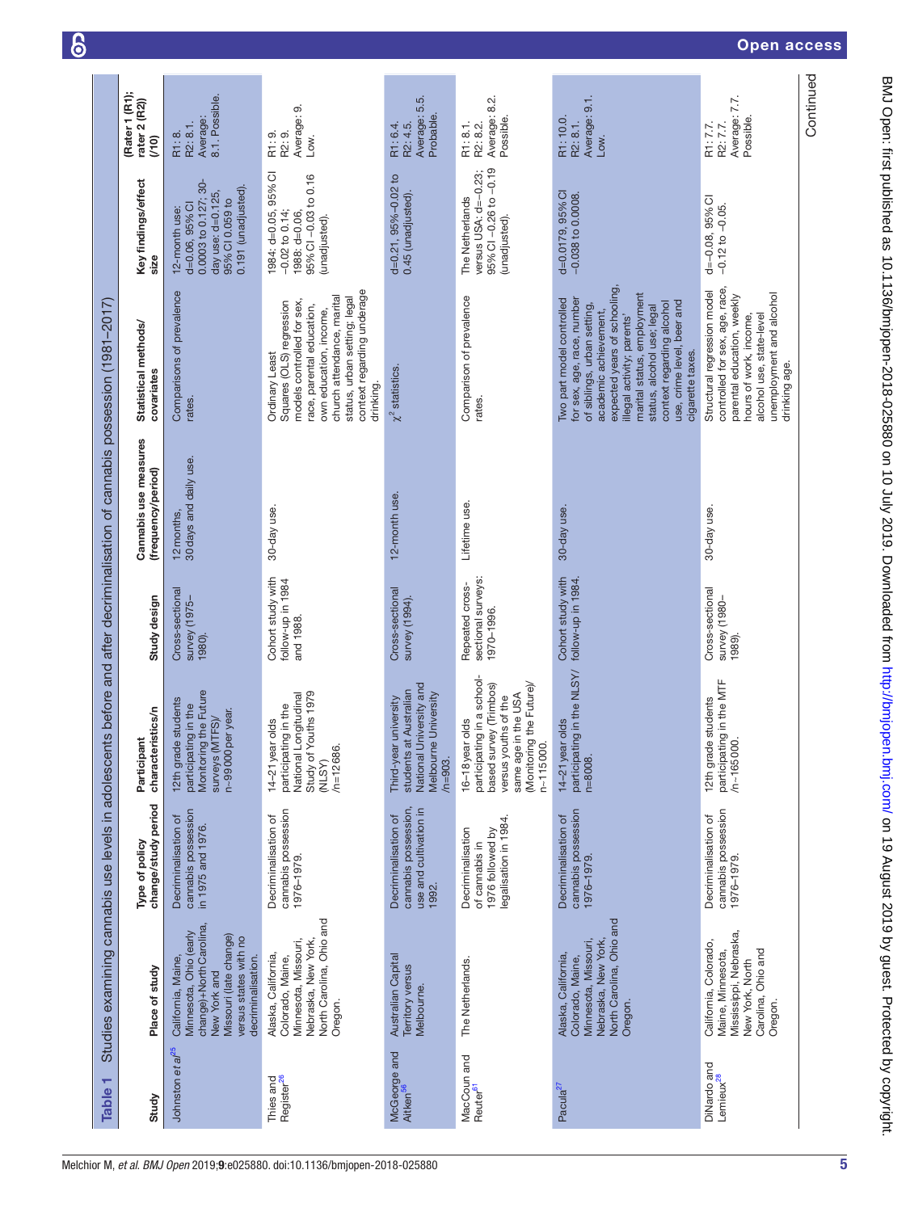**Table 1** Studies examining cannabis use levels in adolescents before and after decriminalisation of cannabis possession (1981–2017)

| Study | Place of study | Type of policy change/study period | Participant characteristics/n | Study design | Cannabis use measures (frequency/period) | Statistical methods/covariates | Key findings/effect size | (Rater 1 (R1); rater 2 (R2)) (/10) |
|---|---|---|---|---|---|---|---|---|
| Johnston *et al*[25] | California, Maine, Minnesota, Ohio (early change)+North Carolina, New York and Missouri (late change) versus states with no decriminalisation. | Decriminalisation of cannabis possession in 1975 and 1976. | 12th grade students participating in the Monitoring the Future surveys (MTFS)/ n~99 000 per year. | Cross-sectional survey (1975–1980). | 12 months, 30 days and daily use. | Comparisons of prevalence rates. | 12-month use: d=0.06, 95% CI 0.0003 to 0.127; 30-day use: d=0.125, 95% CI 0.059 to 0.191 (unadjusted). | R1: 8. R2: 8.1. Average: 8.1. Possible. |
| Thies and Register[26] | Alaska, California, Colorado, Maine, Minnesota, Missouri, Nebraska, New York, North Carolina, Ohio and Oregon. | Decriminalisation of cannabis possession 1976–1979. | 14–21 year olds participating in the National Longitudinal Study of Youths 1979 (NLSY) /n=12 686. | Cohort study with follow-up in 1984 and 1988. | 30-day use. | Ordinary Least Squares (OLS) regression models controlled for sex, race, parental education, own education, income, church attendance, marital status, urban setting; legal context regarding underage drinking. | 1984: d=0.05, 95% CI −0.02 to 0.14; 1988: d=0.06, 95% CI −0.03 to 0.16 (unadjusted). | R1: 9. R2: 9. Average: 9. Low. |
| McGeorge and Aitken[56] | Australian Capital Territory versus Melbourne. | Decriminalisation of cannabis possession, use and cultivation in 1992. | Third-year university students at Australian National University and Melbourne University /n=903. | Cross-sectional survey (1994). | 12-month use. | $\chi^2$ statistics. | d=0.21, 95%−0.02 to 0.45 (unadjusted). | R1: 6.4. R2: 4.5. Average: 5.5. Probable. |
| MacCoun and Reuter[61] | The Netherlands. | Decriminalisation of cannabis in 1976 followed by legalisation in 1984. | 16–18 year olds participating in a school-based survey (Trimbos) versus youths of the same age in the USA (Monitoring the Future)/ n~115 000. | Repeated cross-sectional surveys; 1970–1996. | Lifetime use. | Comparison of prevalence rates. | The Netherlands versus USA: d=−0.23; 95% CI −0.26 to −0.19 (unadjusted). | R1: 8.1. R2: 8.2. Average: 8.2. Possible. |
| Pacula[27] | Alaska, California, Colorado, Maine, Minnesota, Missouri, Nebraska, New York, North Carolina, Ohio and Oregon. | Decriminalisation of cannabis possession 1976–1979. | 14–21 year olds participating in the NLSY/ n=8008. | Cohort study with follow-up in 1984. | 30-day use. | Two part model controlled for sex, age, race, number of siblings, urban setting, academic achievement, expected years of schooling, illegal activity; parents' marital status, employment status, alcohol use; legal context regarding alcohol use, crime level, beer and cigarette taxes. | d=0.0179, 95% CI −0.038 to 0.0008. | R1: 10.0. R2: 8.1. Average: 9.1. Low. |
| DiNardo and Lemieux[28] | California, Colorado, Maine, Minnesota, Mississippi, Nebraska, New York, North Carolina, Ohio and Oregon. | Decriminalisation of cannabis possession 1976–1979. | 12th grade students participating in the MTF /n~165 000. | Cross-sectional survey (1980–1989). | 30-day use. | Structural regression model controlled for sex, age, race, parental education, weekly hours of work, income, alcohol use, state-level unemployment and alcohol drinking age. | d=−0.08, 95% CI −0.12 to −0.05. | R1: 7.7. R2: 7.7. Average: 7.7. Possible. |

Continued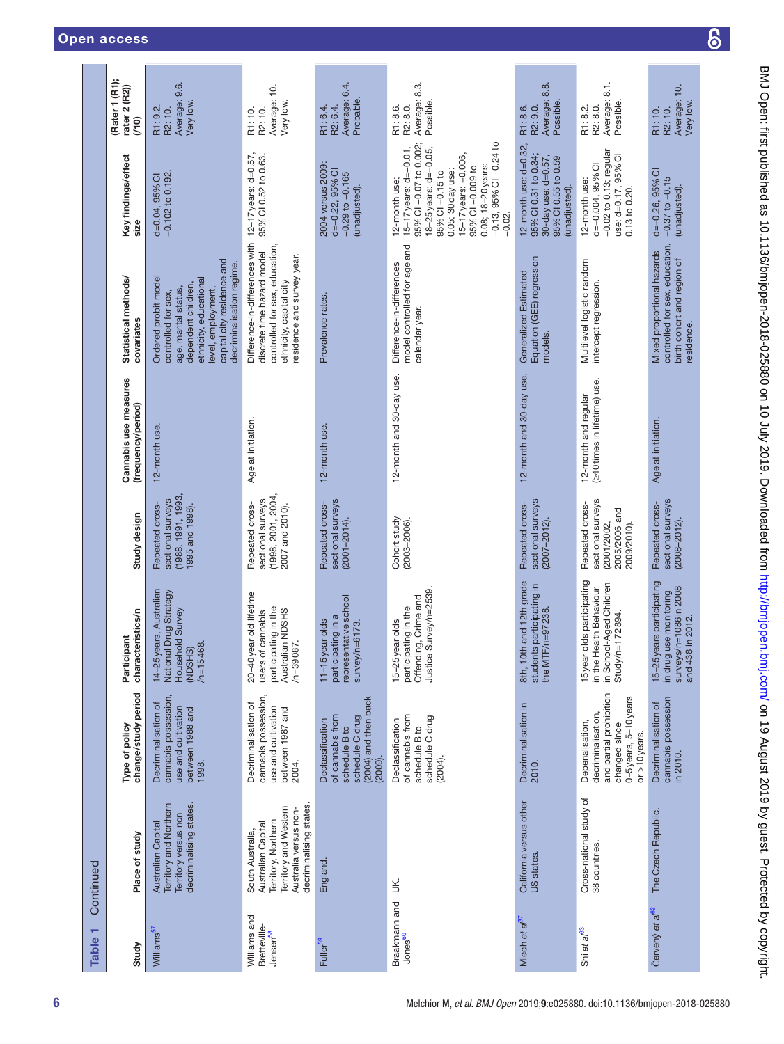**Table 1** Continued

| Study | Place of study | Type of policy change/study period | Participant characteristics/n | Study design | Cannabis use measures (frequency/period) | Statistical methods/covariates | Key findings/effect size | (Rater 1 (R1); rater 2 (R2)) (/10) |
|---|---|---|---|---|---|---|---|---|
| Williams[57] | Australian Capital Territory and Northern Territory versus non decriminalising states. | Decriminalisation of cannabis possession, use and cultivation between 1988 and 1998. | 14–25 years, Australian National Drug Strategy Household Survey (NDSHS) /n=15468. | Repeated cross-sectional surveys (1988, 1991, 1993, 1995 and 1998). | 12-month use. | Ordered probit model controlled for sex, age, marital status, dependent children, ethnicity, educational level, employment, capital city residence and decriminalisation regime. | d=0.04, 95% CI −0.102 to 0.192. | R1: 9.2. R2: 10. Average: 9.6. Very low. |
| Williams and Bretteville-Jensen[58] | South Australia, Australian Capital Territory, Northern Territory and Western Australia versus non-decriminalising states. | Decriminalisation of cannabis possession, use and cultivation between 1987 and 2004. | 20–40 year old lifetime users of cannabis participating in the Australian NDSHS /n=39087. | Repeated cross-sectional surveys (1998, 2001, 2004, 2007 and 2010). | Age at initiation. | Difference-in-differences with discrete time hazard model controlled for sex, education, ethnicity, capital city residence and survey year. | 12–17 years: d=0.57, 95% CI 0.52 to 0.63. | R1: 10. R2: 10. Average: 10. Very low. |
| Fuller[59] | England. | Declassification of cannabis from schedule B to schedule C drug (2004) and then back (2009). | 11–15 year olds participating in a representative school survey/n=6173. | Repeated cross-sectional surveys (2001–2014). | 12-month use. | Prevalence rates. | 2004 versus 2009: d=−0.22, 95% CI −0.29 to −0.165 (unadjusted). | R1: 6.4. R2: 6.4. Average: 6.4. Probable. |
| Braakmann and Jones[60] | UK. | Declassification of cannabis from schedule B to schedule C drug (2004). | 15–25 year olds participating in the Offending, Crime and Justice Survey/n=2539. | Cohort study (2003–2006). | 12-month and 30-day use. | Difference-in-differences model controlled for age and calendar year. | 12-month use: 15–17 years: d=−0.01, 95% CI −0.07 to 0.002; 18–25 years: d=−0.05, 95% CI −0.15 to 0.05; 30 day use: 15–17 years: −0.006, 95% CI −0.009 to 0.08; 18–20 years: −0.13, 95% CI −0.24 to −0.02. | R1: 8.6. R2: 8.0. Average: 8.3. Possible. |
| Miech et al[37] | California versus other US states. | Decriminalisation in 2010. | 8th, 10th and 12th grade students participating in the MTF/n=97238. | Repeated cross-sectional surveys (2007–2012). | 12-month and 30-day use. | Generalized Estimated Equation (GEE) regression models. | 12-month use: d=0.32, 95% CI 0.31 to 0.34; 30-day use: d=0.57, 95% CI 0.55 to 0.59 (unadjusted). | R1: 8.6. R2: 9.0. Average: 8.8. Possible. |
| Shi et al[63] | Cross-national study of 38 countries. | Depenalisation, decriminalisation, and partial prohibition changed since 0–5 years, 5–10 years or >10 years. | 15 year olds participating in the Health Behaviour in School-Aged Children Study/n=172894. | Repeated cross-sectional surveys (2001/2002, 2005/2006 and 2009/2010). | 12-month and regular (≥40 times in lifetime) use. | Multilevel logistic random intercept regression. | 12-month use: d=−0.004, 95% CI −0.02 to 0.13; regular use: d=0.17, 95% CI 0.13 to 0.20. | R1: 8.2. R2: 8.0. Average: 8.1. Possible. |
| Červený et al[62] | The Czech Republic. | Decriminalisation of cannabis possession in 2010. | 15–25 years participating in drug use monitoring surveys/n=1086 in 2008 and 438 in 2012. | Repeated cross-sectional surveys (2008–2012). | Age at initiation. | Mixed proportional hazards controlled for sex, education, birth cohort and region of residence. | d=−0.26, 95% CI −0.37 to −0.15 (unadjusted). | R1: 10. R2: 10. Average: 10. Very low. |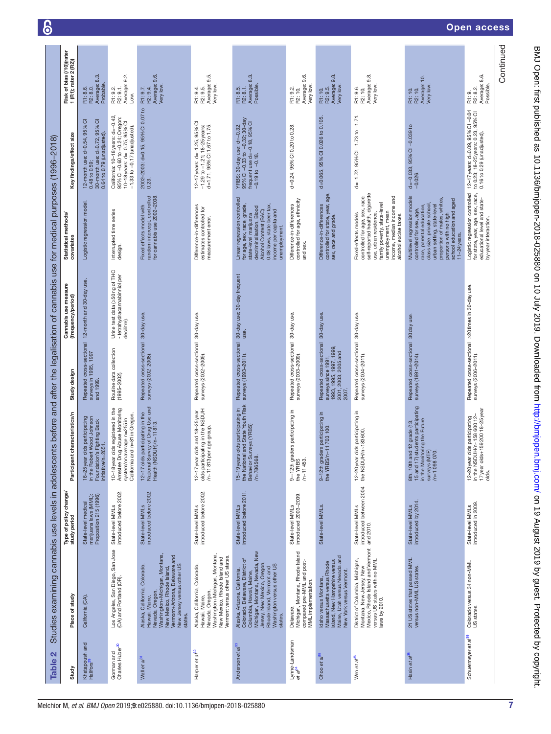**Table 2** Studies examining cannabis use levels in adolescents before and after the legalisation of cannabis use for medical purposes (1996–2018)

| Study | Place of study | Type of policy change/ study period | Participant characteristics/n | Study design | Cannabis use measure (frequency/period) | Statistical methods/ covariates | Key findings/effect size | Risk of bias (/10)(rater 1 (R1); rater 2 (R2)) |
|---|---|---|---|---|---|---|---|---|
| Khatapoush and Hallfors[29] | California (CA). | State-level medical marijuana laws (MML): Proposition 215 (1996). | 16–25 year olds participating in the Robert Wood Johnson Foundation's Fighting Back initiative/n=2651. | Repeated cross-sectional surveys in 1995, 1997 and 1999. | 12-month and 30-day use. | Logistic regression model. | 12-month use: d=0.54, 95% CI 0.48 to 0.59; 30-month use: d=0.72, 95% CI 0.64 to 0.79 (unadjusted). | R1: 8.6. R2: 8.0. Average: 8.3. Probable. |
| Gorman and Charles Huber[30] | Los Angeles, San Diego, San Jose (CA) and Portland (OR). | State-level MMLs introduced before 2002. | 10–18 year olds registered in the Arrestee Drug Abuse Monitoring system/on average n=255 in California and n=81 in Oregon. | Routine data collection (1995–2002). | Urine test data (≥50 ng of THC - tetrahydracannabinnol per decilitre). | Interrupted time series design. | California: 10–18 years: d=−0.42, 95% CI −0.60 to −0.24; Oregon: 10–18 years: d=−0.75, 95% CI −1.33 to −0.17 (unadjusted). | R1: 9.2. R2: 9.1. Average: 9.2. Low. |
| Wall et al[31] | Alaska, California, Colorado, Hawaii, Maine, Nevada, Oregon, Washington+Michigan, Montana, New Mexico, Rhode Island, Vermont+Arizona, Delaware and New Jersey versus other US states. | State-level MMLs introduced before 2002. | 12–17 olds participating in the National Survey of Drug Use and Health (NSDUH)/n=11 813. | Repeated cross-sectional surveys (2002–2008). | 30-day use. | Fixed effects model with random intercept, controlled for cannabis use 2002–2008. | 2002–2003: d=0.15, 95% CI 0.07 to 0.23. | R1: 9.7. R2: 9.4. Average: 9.6. Very low. |
| Harper et al[32] | Alaska, California, Colorado, Hawaii, Maine, Nevada, Oregon, Washington+Michigan, Montana, New Mexico, Rhode Island and Vermont versus other US states. | State-level MMLs introduced before 2002. | 12–17 year olds and 18–25 year olds participating in the NSDUH /n=11 813 per age group. | Repeated cross-sectional surveys (2002–2009). | 30-day use. | Difference-in-differences estimates controlled for measurement error. | 12–17 years: d=−1.25, 95% CI −1.29 to −1.21; 18–25 years: d=1.71, 95% CI 1.67 to 1.75. | R1: 9.4. R2: 9.5. Average: 9.5. Very low. |
| Anderson et al[33] | Alaska, Arizona, California, Colorado, Delaware, District of Columbia, Hawaii, Maine, Michigan, Montana, Nevada, New Jersey, New Mexico, Oregon, Rhode Island, Vermont and Washington versus other US states. | State-level MMLs introduced before 2011. | 15–19 years olds participating in the National and State Youth Risk Behavior Surveys (YRBS) /n=786 568. | Repeated cross-sectional surveys (1993–2011). | 30-day use; 30-day frequent use. | Linear regression controlled for age, sex, race, grade, state-level marijuana decriminalisation, Blood Alcohol Content (BAC) 0.08 laws, state beer tax, income per capita and unemployment. | YRBS: 30-day use: d=−0.32, 95% CI −0.33 to −0.32; 30-day frequent use d=−0.18, 95% CI −0.19 to −0.18. | R1: 8.5. R2: 8.1. Average: 8.3. Possible. |
| Lynne-Landsman et al[34] | Delaware, Michigan, Montana, Rhode Island compared pre-MML and post-MML implementation. | State-level MMLs introduced 2003–2009. | 9–12th graders participating in the YRBS /n=11 453. | Repeated cross-sectional surveys (2003–2009). | 30-day use. | Difference-in-differences controlled for age, ethnicity and sex. | d=0.24, 95% CI 0.20 to 0.28. | R1: 9.2. R2: 10. Average: 9.6. Very low. |
| Choo et al[35] | Idaho versus Montana, Massachusetts versus Rhode Island, New Hampshire versus Maine, Utah versus Nevada and New York versus Vermont. | State-level MMLs. | 9–12th graders participating in the YRBS/n=11 703 100. | Repeated cross-sectional surveys since 1991, 1993, 1995, 1997, 1999, 2001, 2003, 2005 and 2007. | 30-day use. | Difference-in-differences controlled for state, year, age, sex, race and grade. | d=0.065, 95% CI 0.026 to 0.105. | R1: 10. R2: 9.5. Average: 9.8. Very low. |
| Wen et al[36] | District of Columbia, Michigan, Montana, New Jersey, New Mexico, Rhode Island and Vermont versus US states with no MML laws by 2010. | State-level MMLs introduced between 2004 and 2010. | 12–20 year olds participating in the NSDUH/n=183 600. | Repeated cross-sectional surveys (2004–2011). | 30-day use. | Fixed-effects models controlled for age, sex, race, self-reported health, cigarette use, urban residence, family poverty, state-level unemployment, mean income, median income and alcohol excise taxes. | d=−1.72, 95% CI −1.73 to −1.71. | R1: 9.6. R2: 10. Average: 9.8. Very low. |
| Hasin et al[38] | 21 US states that passed MML versus non-MML US states. | State-level MMLs introduced by 2014. | 8th, 10th and 12 grade (13, 15 and 17) students participating in the Monitoring the Future surveys (MTF) /n=1 098 070. | Repeated cross-sectional surveys (1991–2014). | 30 day use. | Multilevel regression models controlled for sex, age, race, parental education, class size, private school, urban setting, state-level proportion of males, whites, persons with no high school education and aged 11–24 years. | d=−0.033, 95% CI −0.039 to −0.026. | R1: 10. R2: 10. Average: 10. Very low. |
| Schuermeyer et al[39] | Colorado versus 34 non-MML US states. | State-level MMLs introduced in 2009. | 12–20 year olds participating in the NSDUH/n=158 600 12–17 year olds+159 200 18–25 year olds. | Repeated cross-sectional surveys (2006–2011). | ≥20 times in 30-day use. | Logistic regression controlled for state, year, age, sex, race, educational level and state-by-year interaction. | 12–17 years: d=0.09, 95% CI −0.04 to 0.23; 18–25 years: 0.23, 95% CI 0.16 to 0.29 (unadjusted). | R1: 9. R2: 8.2. Average: 8.6. Possible. |

Continued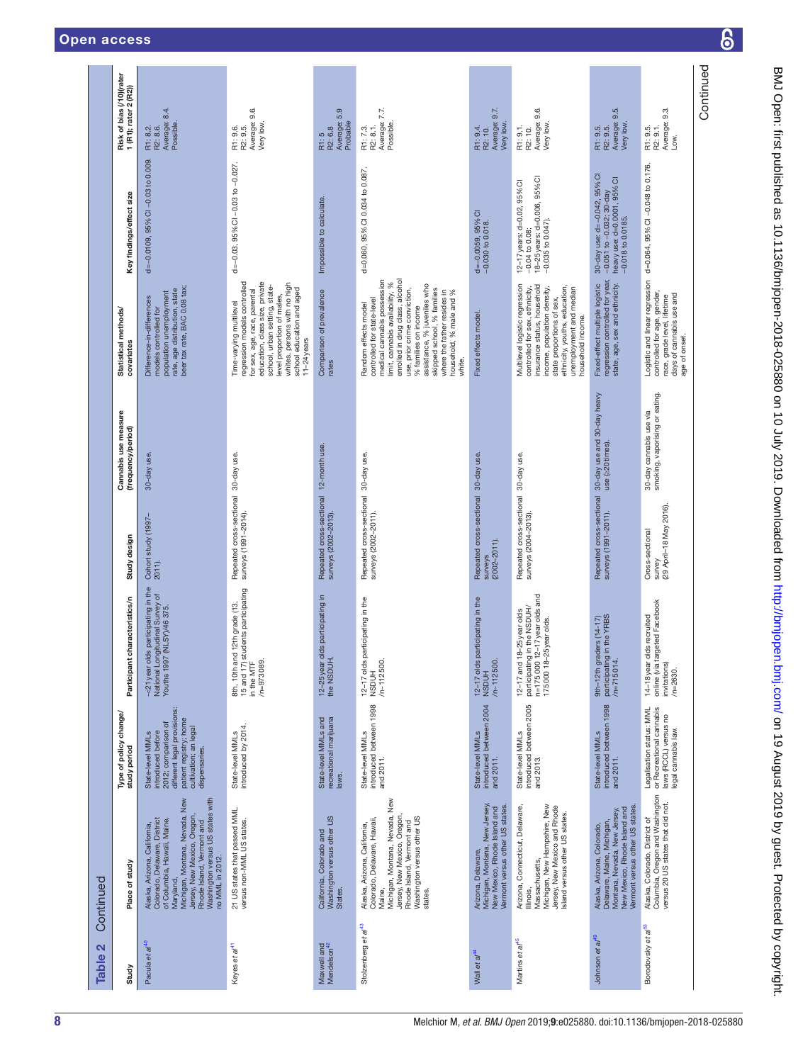Table 2 Continued

| Study | Place of study | Type of policy change/ study period | Participant characteristics/n | Study design | Cannabis use measure (frequency/period) | Statistical methods/ covariates | Key findings/effect size | Risk of bias (/10)(rater 1 (R1); rater 2 (R2)) |
|---|---|---|---|---|---|---|---|---|
| Pacula *et al*[40] | Alaska, Arizona, California, Colorado, Delaware, District of Columbia, Hawaii, Maine, Maryland, Michigan, Montana, Nevada, New Jersey, New Mexico, Oregon, Rhode Island, Vermont and Washington versus US states with no MML in 2012. | State-level MMLs introduced before 2012; comparison of different legal provisions: patient registry; home cultivation; an legal dispensaries. | <21 year olds participating in the National Longitudinal Survey of Youths 1997 (NLSY)/46 375. | Cohort study (1997–2011). | 30-day use. | Difference-in-differences models controlled for population unemployment rate, age distribution, state beer tax rate, BAC 0.08 tax; | d=–0.0109, 95% CI –0.03 to 0.009. | R1: 8.2. R2: 8.6. Average: 8.4. Possible. |
| Keyes *et al*[41] | 21 US states that passed MML versus non-MML US states. | State-level MMLs introduced by 2014. | 8th, 10th and 12th grade (13, 15 and 17) students participating in the MTF /n=973 089. | Repeated cross-sectional surveys (1991–2014). | 30-day use. | Time-varying multilevel regression models controlled for sex, age, race, parental education, class size, private school, urban setting, state-level proportion of males, whites, persons with no high school education and aged 11–24 years | d=–0.03, 95% CI –0.03 to –0.027. | R1: 9.6. R2: 9.5. Average: 9.6. Very low. |
| Maxwell and Mendelson[42] | California, Colorado and Washington versus other US States. | State-level MMLs and recreational marijuana laws. | 12–25 year olds participating in the NSDUH. | Repeated cross-sectional surveys (2002–2013). | 12-month use. | Comparison of prevalence rates | Impossible to calculate. | R1: 5 R2: 6.8 Average: 5.9 Probable |
| Stolzenberg *et al*[43] | Alaska, Arizona, California, Colorado, Delaware, Hawaii, Maine, Michigan, Montana, Nevada, New Jersey, New Mexico, Oregon, Rhode Island, Vermont and Washington versus other US states. | State-level MMLs introduced between 1998 and 2011. | 12–17 olds participating in the NSDUH /n–112 500. | Repeated cross-sectional surveys (2002–2011). | 30-day use. | Random effects model controlled for state-level medical cannabis possession limit, cannabis availability, % enrolled in drug class, alcohol use, prior crime conviction, % families on income assistance, % juveniles who skipped school, % families where the father resides in household, % male and % white. | d=0.060, 95% CI 0.034 to 0.087. | R1: 7.3. R2: 8.1. Average: 7.7. Possible. |
| Wall *et al*[44] | Arizona, Delaware, Michigan, Montana, New Jersey, New Mexico, Rhode Island and Vermont versus other US states. | State-level MMLs introduced between 2004 and 2011. | 12–17 olds participating in the NSDUH /n–112 500. | Repeated cross-sectional surveys (2002–2011). | 30-day use. | Fixed effects model. | d=–0.0059, 95% CI –0.030 to 0.018. | R1: 9.4. R2: 10. Average: 9.7. Very low. |
| Martins *et al*[45] | Arizona, Connecticut, Delaware, Illinois, Massachusetts, Michigan, New Hampshire, New Jersey, New Mexico and Rhode Island versus other US states. | State-level MMLs introduced between 2005 and 2013. | 12–17 and 18–25 year olds participating in the NSDUH/ n=175 000 12–17 year olds and 175 000 18–25 year olds. | Repeated cross-sectional surveys (2004–2013). | 30-day use. | Multilevel logistic regression controlled for sex, ethnicity, insurance status, household income, population density, state proportions of sex, ethnicity, youths, education, unemployment and median household income. | 12–17 years: d=0.02, 95% CI –0.04 to 0.08; 18–25 years: d=0.006, 95% CI –0.035 to 0.047). | R1: 9.1. R2: 10. Average: 9.6. Very low. |
| Johnson *et al*[49] | Alaska, Arizona, Colorado, Delaware, Maine, Michigan, Montana, Nevada, New Jersey, New Mexico, Rhode Island and Vermont versus other US states. | State-level MMLs introduced between 1998 and 2011. | 9th–12th graders (14–17) participating in the YRBS /n=715 014. | Repeated cross-sectional surveys (1991–2011). | 30-day use and 30-day heavy use (≥20 times). | Fixed-effect multiple logistic regression controlled for year, state, age, sex and ethnicity. | 30-day use: d=–0.042, 95% CI –0.051 to –0.032; 30-day heavy use: d=0.0001, 95% CI –0.018 to 0.0185. | R1: 9.5. R2: 9.5. Average: 9.5. Very low. |
| Borodovsky *et al*[53] | Alaska, Colorado, District of Columbia, Oregon and Washington versus 20 US states that did not. | Legalisation status: MML or Recreational cannabis laws (RCL) versus no legal cannabis law. | 14–18 year olds recruited online (via targeted Facebook invitations) /n=2630. | Cross-sectional survey (29 April–18 May 2016). | 30-day cannabis use via smoking, vaporising or eating. | Logistic and linear regression controlled for age, gender, race, grade level, lifetime days of cannabis use and age of onset. | d=0.064, 95% CI –0.048 to 0.176. | R1: 9.5. R2: 9.1. Average: 9.3. Low. |

Continued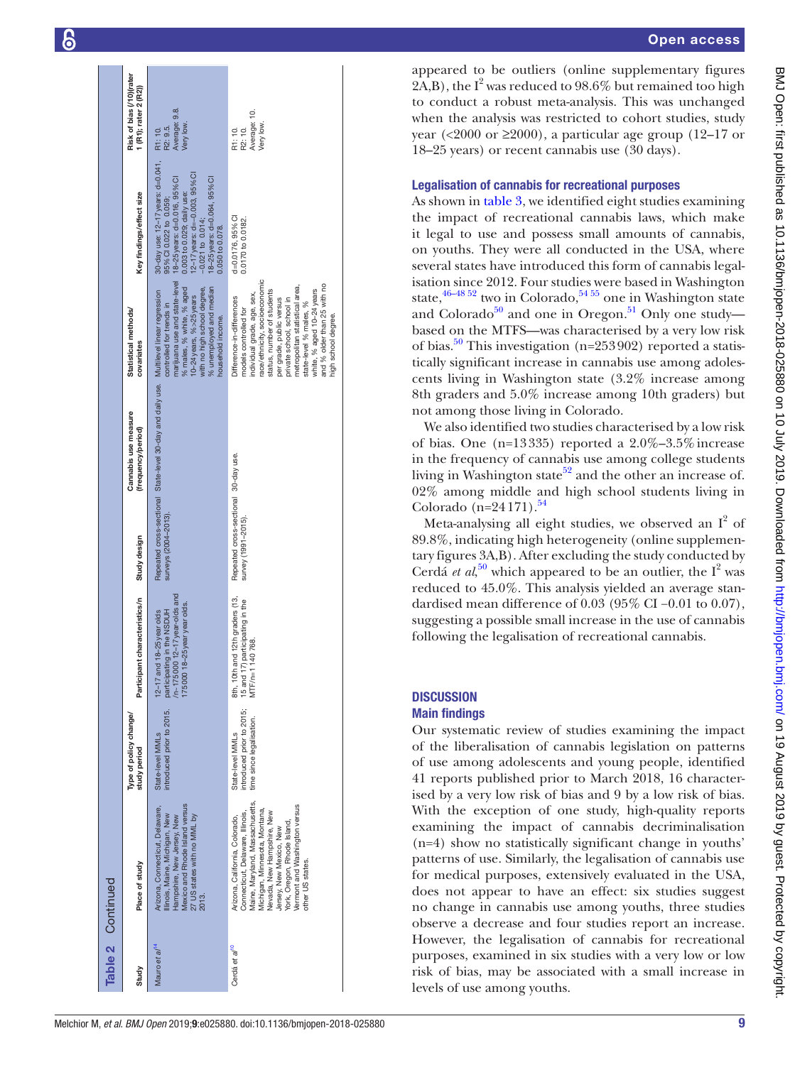**Table 2** Continued

| Study | Place of study | Type of policy change/ study period | Participant characteristics/n | Study design | Cannabis use measure (frequency/period) | Statistical methods/ covariates | Key findings/effect size | Risk of bias (/10)(rater 1 (R1); rater 2 (R2)) |
|---|---|---|---|---|---|---|---|---|
| Mauro *et al*[74] | Arizona, Connecticut, Delaware, Illinois, Maine, Michigan, New Hampshire, New Jersey, New Mexico and Rhode Island versus 27 US states with no MML by 2013. | State-level MMLs introduced prior to 2015. | 12–17 and 18–25 year olds participating in the NSDUH (n=175 000 12–17 year-olds and 175 000 18–25 year olds. | Repeated cross-sectional surveys (2004–2013). | State-level 30-day and daily use. | Multilevel linear regression controlled for trends in marijuana use and state-level % males, % white, % aged 10–24 years, %>25 years with no high school degree, % unemployed and median household income. | 30-day use: 12–17 years: d=0.041, 95% CI 0.022 to 0.059; 18–25 years: d=0.016, 95% CI 0.003 to 0.029; daily use: 12–17 years: d=−0.003, 95% CI −0.021 to 0.014; 18–25 years: d=0.064, 95% CI 0.050 to 0.078. | R1: 10. R2: 9.5. Average: 9.8. Very low. |
| Cerdá *et al*[50] | Arizona, California, Colorado, Connecticut, Delaware, Illinois, Maine, Maryland, Massachusetts, Michigan, Minnesota, Montana, Nevada, New Hampshire, New Jersey, New Mexico, New York, Oregon, Rhode Island, Vermont and Washington versus other US states. | State-level MMLs introduced prior to 2015; time since legalisation. | 8th, 10th and 12th graders (13, 15 and 17) participating in the MTF/n=1 140 768. | Repeated cross-sectional survey (1991–2015). | 30-day use. | Difference-in-differences models controlled for individual grade, age, sex, race/ethnicity, socioeconomic status, number of students per grade, public versus private school, school in metropolitan statistical area, state-level % males, % white, % aged 10–24 years and % older than 25 with no high school degree. | d=0.0176, 95% CI 0.0170 to 0.0182. | R1: 10. R2: 10. Average: 10. Very low. |

appeared to be outliers (online supplementary figures 2A,B), the $I^2$ was reduced to 98.6% but remained too high to conduct a robust meta-analysis. This was unchanged when the analysis was restricted to cohort studies, study year (<2000 or ≥2000), a particular age group (12–17 or 18–25 years) or recent cannabis use (30 days).

### Legalisation of cannabis for recreational purposes

As shown in table 3, we identified eight studies examining the impact of recreational cannabis laws, which make it legal to use and possess small amounts of cannabis, on youths. They were all conducted in the USA, where several states have introduced this form of cannabis legalisation since 2012. Four studies were based in Washington state,[46–48 52] two in Colorado,[54 55] one in Washington state and Colorado[50] and one in Oregon.[51] Only one study—based on the MTFS—was characterised by a very low risk of bias.[50] This investigation (n=253 902) reported a statistically significant increase in cannabis use among adolescents living in Washington state (3.2% increase among 8th graders and 5.0% increase among 10th graders) but not among those living in Colorado.

We also identified two studies characterised by a low risk of bias. One (n=13 335) reported a 2.0%–3.5% increase in the frequency of cannabis use among college students living in Washington state[52] and the other an increase of. 02% among middle and high school students living in Colorado (n=24 171).[54]

Meta-analysing all eight studies, we observed an $I^2$ of 89.8%, indicating high heterogeneity (online supplementary figures 3A,B). After excluding the study conducted by Cerdá *et al*,[50] which appeared to be an outlier, the $I^2$ was reduced to 45.0%. This analysis yielded an average standardised mean difference of 0.03 (95% CI −0.01 to 0.07), suggesting a possible small increase in the use of cannabis following the legalisation of recreational cannabis.

## DISCUSSION

### Main findings

Our systematic review of studies examining the impact of the liberalisation of cannabis legislation on patterns of use among adolescents and young people, identified 41 reports published prior to March 2018, 16 characterised by a very low risk of bias and 9 by a low risk of bias. With the exception of one study, high-quality reports examining the impact of cannabis decriminalisation (n=4) show no statistically significant change in youths' patterns of use. Similarly, the legalisation of cannabis use for medical purposes, extensively evaluated in the USA, does not appear to have an effect: six studies suggest no change in cannabis use among youths, three studies observe a decrease and four studies report an increase. However, the legalisation of cannabis for recreational purposes, examined in six studies with a very low or low risk of bias, may be associated with a small increase in levels of use among youths.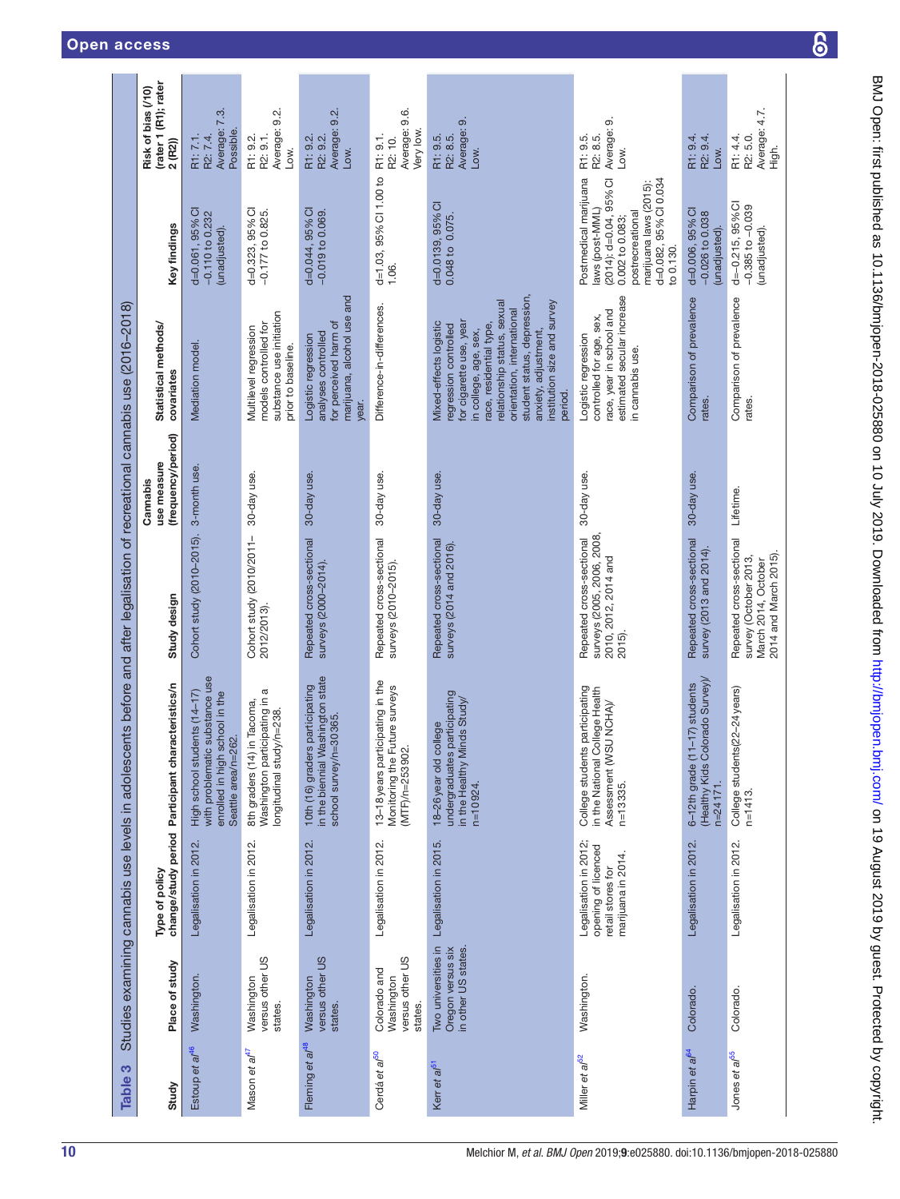**Table 3** Studies examining cannabis use levels in adolescents before and after legalisation of recreational cannabis use (2016–2018)

| Study | Place of study | Type of policy change/study period | Participant characteristics/n | Study design | Cannabis use measure (frequency/period) | Statistical methods/covariates | Key findings | Risk of bias (/10) (rater 1 (R1); rater 2 (R2)) |
|---|---|---|---|---|---|---|---|---|
| Estoup et al[46] | Washington. | Legalisation in 2012. | High school students (14–17) with problematic substance use enrolled in high school in the Seattle area/n=262. | Cohort study (2010–2015). | 3-month use. | Mediation model. | d=0.061, 95% CI −0.110 to 0.232 (unadjusted). | R1: 7.1. R2: 7.4. Average: 7.3. Possible. |
| Mason et al[47] | Washington versus other US states. | Legalisation in 2012. | 8th graders (14) in Tacoma, Washington participating in a longitudinal study/n=238. | Cohort study (2010/2011–2012/2013). | 30-day use. | Multilevel regression models controlled for substance use initiation prior to baseline. | d=0.323, 95% CI −0.177 to 0.825. | R1: 9.2. R2: 9.1. Average: 9.2. Low. |
| Fleming et al[48] | Washington versus other US states. | Legalisation in 2012. | 10th (16) graders participating in the biennial Washington state school survey/n=30365. | Repeated cross-sectional surveys (2000–2014). | 30-day use. | Logistic regression analyses controlled for perceived harm of marijuana, alcohol use and year. | d=0.044, 95% CI −0.019 to 0.069. | R1: 9.2. R2: 9.2. Average: 9.2. Low. |
| Cerdá et al[50] | Colorado and Washington versus other US states. | Legalisation in 2012. | 13–18 years participating in the Monitoring the Future surveys (MTF)/n=253902. | Repeated cross-sectional surveys (2010–2015). | 30-day use. | Difference-in-differences. | d=1.03, 95% CI 1.00 to 1.06. | R1: 9.1. R2: 10. Average: 9.6. Very low. |
| Kerr et al[51] | Two universities in Oregon versus six in other US states. | Legalisation in 2015. | 18–26 year old college undergraduates participating in the Healthy Minds Study/ n=10924. | Repeated cross-sectional surveys (2014 and 2016). | 30-day use. | Mixed-effects logistic regression controlled for cigarette use, year in college, age, sex, race, residential type, relationship status, sexual orientation, international student status, depression, anxiety, adjustment, institution size and survey period. | d=0.0139, 95% CI 0.048 to 0.075. | R1: 9.5. R2: 8.5. Average: 9. Low. |
| Miller et al[52] | Washington. | Legalisation in 2012; opening of licenced retail stores for marijuana in 2014. | College students participating in the National College Health Assessment (WSU NCHA)/ n=13335. | Repeated cross-sectional surveys (2005, 2006, 2008, 2010, 2012, 2014 and 2015). | 30-day use. | Logistic regression controlled for age, sex, race, year in school and estimated secular increase in cannabis use. | Postmedical marijuana laws (post-MML) (2014): d=0.04, 95% CI 0.002 to 0.083; postrecreational marijuana laws (2015): d=0.082, 95% CI 0.034 to 0.130. | R1: 9.5. R2: 8.5. Average: 9. Low. |
| Harpin et al[54] | Colorado. | Legalisation in 2012. | 6–12th grade (11–17) students (Healthy Kids Colorado Survey)/ n=24171. | Repeated cross-sectional survey (2013 and 2014). | 30-day use. | Comparison of prevalence rates. | d=0.006, 95% CI −0.026 to 0.038 (unadjusted). | R1: 9.4. R2: 9.4. Low. |
| Jones et al[55] | Colorado. | Legalisation in 2012. | College students(22–24 years) n=1413. | Repeated cross-sectional survey (October 2013, March 2014, October 2014 and March 2015). | Lifetime. | Comparison of prevalence rates. | d=−0.215, 95% CI −0.385 to −0.039 (unadjusted). | R1: 4.4. R2: 5.0. Average: 4.7. High. |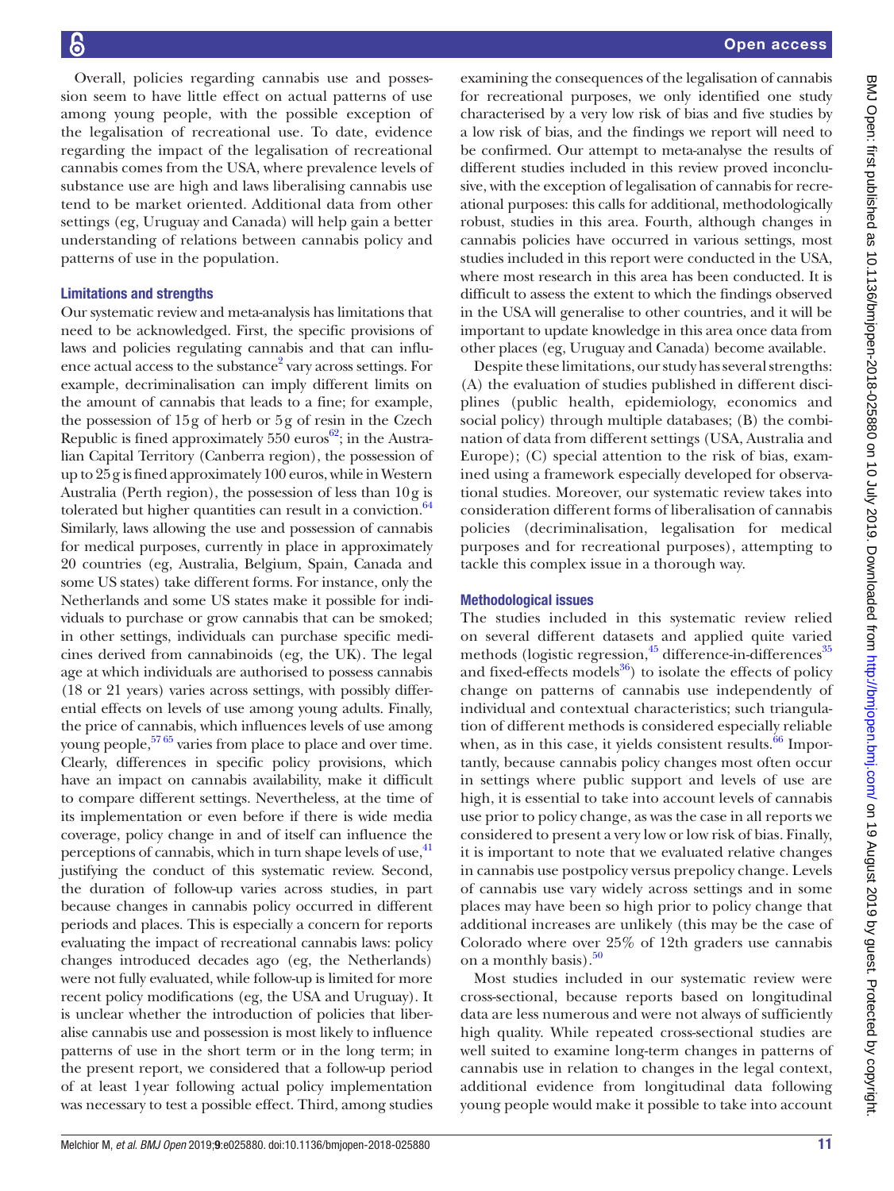Overall, policies regarding cannabis use and possession seem to have little effect on actual patterns of use among young people, with the possible exception of the legalisation of recreational use. To date, evidence regarding the impact of the legalisation of recreational cannabis comes from the USA, where prevalence levels of substance use are high and laws liberalising cannabis use tend to be market oriented. Additional data from other settings (eg, Uruguay and Canada) will help gain a better understanding of relations between cannabis policy and patterns of use in the population.

### Limitations and strengths

Our systematic review and meta-analysis has limitations that need to be acknowledged. First, the specific provisions of laws and policies regulating cannabis and that can influence actual access to the substance[2] vary across settings. For example, decriminalisation can imply different limits on the amount of cannabis that leads to a fine; for example, the possession of 15 g of herb or 5 g of resin in the Czech Republic is fined approximately 550 euros[62]; in the Australian Capital Territory (Canberra region), the possession of up to 25 g is fined approximately 100 euros, while in Western Australia (Perth region), the possession of less than 10 g is tolerated but higher quantities can result in a conviction.[64] Similarly, laws allowing the use and possession of cannabis for medical purposes, currently in place in approximately 20 countries (eg, Australia, Belgium, Spain, Canada and some US states) take different forms. For instance, only the Netherlands and some US states make it possible for individuals to purchase or grow cannabis that can be smoked; in other settings, individuals can purchase specific medicines derived from cannabinoids (eg, the UK). The legal age at which individuals are authorised to possess cannabis (18 or 21 years) varies across settings, with possibly differential effects on levels of use among young adults. Finally, the price of cannabis, which influences levels of use among young people,[57,65] varies from place to place and over time. Clearly, differences in specific policy provisions, which have an impact on cannabis availability, make it difficult to compare different settings. Nevertheless, at the time of its implementation or even before if there is wide media coverage, policy change in and of itself can influence the perceptions of cannabis, which in turn shape levels of use,[41] justifying the conduct of this systematic review. Second, the duration of follow-up varies across studies, in part because changes in cannabis policy occurred in different periods and places. This is especially a concern for reports evaluating the impact of recreational cannabis laws: policy changes introduced decades ago (eg, the Netherlands) were not fully evaluated, while follow-up is limited for more recent policy modifications (eg, the USA and Uruguay). It is unclear whether the introduction of policies that liberalise cannabis use and possession is most likely to influence patterns of use in the short term or in the long term; in the present report, we considered that a follow-up period of at least 1 year following actual policy implementation was necessary to test a possible effect. Third, among studies examining the consequences of the legalisation of cannabis for recreational purposes, we only identified one study characterised by a very low risk of bias and five studies by a low risk of bias, and the findings we report will need to be confirmed. Our attempt to meta-analyse the results of different studies included in this review proved inconclusive, with the exception of legalisation of cannabis for recreational purposes: this calls for additional, methodologically robust, studies in this area. Fourth, although changes in cannabis policies have occurred in various settings, most studies included in this report were conducted in the USA, where most research in this area has been conducted. It is difficult to assess the extent to which the findings observed in the USA will generalise to other countries, and it will be important to update knowledge in this area once data from other places (eg, Uruguay and Canada) become available.

Despite these limitations, our study has several strengths: (A) the evaluation of studies published in different disciplines (public health, epidemiology, economics and social policy) through multiple databases; (B) the combination of data from different settings (USA, Australia and Europe); (C) special attention to the risk of bias, examined using a framework especially developed for observational studies. Moreover, our systematic review takes into consideration different forms of liberalisation of cannabis policies (decriminalisation, legalisation for medical purposes and for recreational purposes), attempting to tackle this complex issue in a thorough way.

### Methodological issues

The studies included in this systematic review relied on several different datasets and applied quite varied methods (logistic regression,[45] difference-in-differences[35] and fixed-effects models[36]) to isolate the effects of policy change on patterns of cannabis use independently of individual and contextual characteristics; such triangulation of different methods is considered especially reliable when, as in this case, it yields consistent results.[66] Importantly, because cannabis policy changes most often occur in settings where public support and levels of use are high, it is essential to take into account levels of cannabis use prior to policy change, as was the case in all reports we considered to present a very low or low risk of bias. Finally, it is important to note that we evaluated relative changes in cannabis use postpolicy versus prepolicy change. Levels of cannabis use vary widely across settings and in some places may have been so high prior to policy change that additional increases are unlikely (this may be the case of Colorado where over 25% of 12th graders use cannabis on a monthly basis).[50]

Most studies included in our systematic review were cross-sectional, because reports based on longitudinal data are less numerous and were not always of sufficiently high quality. While repeated cross-sectional studies are well suited to examine long-term changes in patterns of cannabis use in relation to changes in the legal context, additional evidence from longitudinal data following young people would make it possible to take into account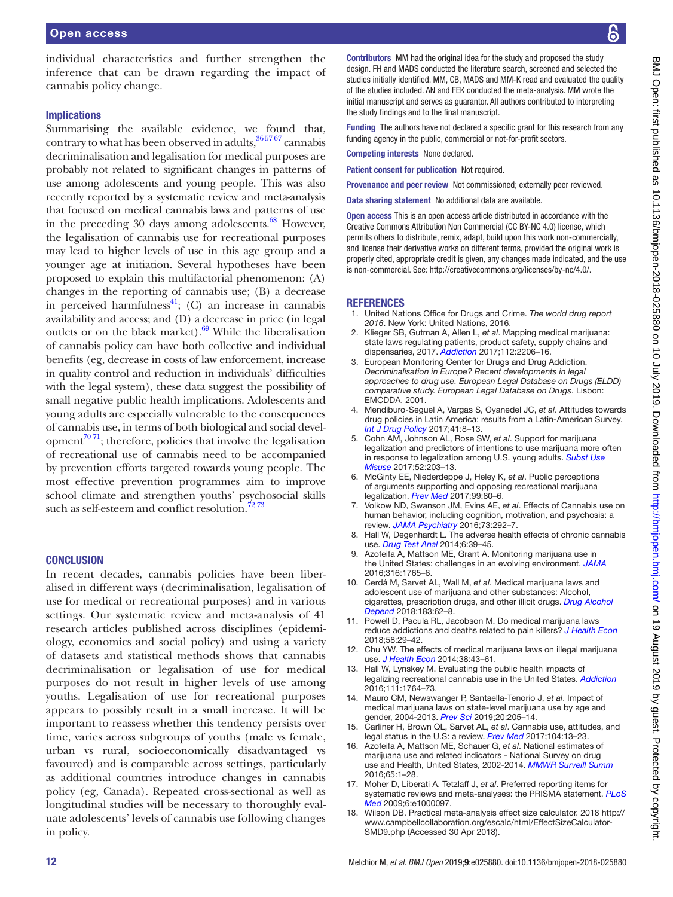individual characteristics and further strengthen the inference that can be drawn regarding the impact of cannabis policy change.

### Implications

Summarising the available evidence, we found that, contrary to what has been observed in adults,[36 57 67] cannabis decriminalisation and legalisation for medical purposes are probably not related to significant changes in patterns of use among adolescents and young people. This was also recently reported by a systematic review and meta-analysis that focused on medical cannabis laws and patterns of use in the preceding 30 days among adolescents.[68] However, the legalisation of cannabis use for recreational purposes may lead to higher levels of use in this age group and a younger age at initiation. Several hypotheses have been proposed to explain this multifactorial phenomenon: (A) changes in the reporting of cannabis use; (B) a decrease in perceived harmfulness[41]; (C) an increase in cannabis availability and access; and (D) a decrease in price (in legal outlets or on the black market).[69] While the liberalisation of cannabis policy can have both collective and individual benefits (eg, decrease in costs of law enforcement, increase in quality control and reduction in individuals' difficulties with the legal system), these data suggest the possibility of small negative public health implications. Adolescents and young adults are especially vulnerable to the consequences of cannabis use, in terms of both biological and social development[70 71]; therefore, policies that involve the legalisation of recreational use of cannabis need to be accompanied by prevention efforts targeted towards young people. The most effective prevention programmes aim to improve school climate and strengthen youths' psychosocial skills such as self-esteem and conflict resolution.[72 73]

## CONCLUSION

In recent decades, cannabis policies have been liberalised in different ways (decriminalisation, legalisation of use for medical or recreational purposes) and in various settings. Our systematic review and meta-analysis of 41 research articles published across disciplines (epidemiology, economics and social policy) and using a variety of datasets and statistical methods shows that cannabis decriminalisation or legalisation of use for medical purposes do not result in higher levels of use among youths. Legalisation of use for recreational purposes appears to possibly result in a small increase. It will be important to reassess whether this tendency persists over time, varies across subgroups of youths (male vs female, urban vs rural, socioeconomically disadvantaged vs favoured) and is comparable across settings, particularly as additional countries introduce changes in cannabis policy (eg, Canada). Repeated cross-sectional as well as longitudinal studies will be necessary to thoroughly evaluate adolescents' levels of cannabis use following changes in policy.

**Contributors** MM had the original idea for the study and proposed the study design. FH and MADS conducted the literature search, screened and selected the studies initially identified. MM, CB, MADS and MM-K read and evaluated the quality of the studies included. AN and FEK conducted the meta-analysis. MM wrote the initial manuscript and serves as guarantor. All authors contributed to interpreting the study findings and to the final manuscript.

**Funding** The authors have not declared a specific grant for this research from any funding agency in the public, commercial or not-for-profit sectors.

**Competing interests** None declared.

**Patient consent for publication** Not required.

**Provenance and peer review** Not commissioned; externally peer reviewed.

**Data sharing statement** No additional data are available.

**Open access** This is an open access article distributed in accordance with the Creative Commons Attribution Non Commercial (CC BY-NC 4.0) license, which permits others to distribute, remix, adapt, build upon this work non-commercially, and license their derivative works on different terms, provided the original work is properly cited, appropriate credit is given, any changes made indicated, and the use is non-commercial. See: http://creativecommons.org/licenses/by-nc/4.0/.

## REFERENCES

1. United Nations Office for Drugs and Crime. *The world drug report 2016*. New York: United Nations, 2016.
2. Klieger SB, Gutman A, Allen L, *et al*. Mapping medical marijuana: state laws regulating patients, product safety, supply chains and dispensaries, 2017. *Addiction* 2017;112:2206–16.
3. European Monitoring Center for Drugs and Drug Addiction. *Decriminalisation in Europe? Recent developments in legal approaches to drug use. European Legal Database on Drugs (ELDD) comparative study. European Legal Database on Drugs*. Lisbon: EMCDDA, 2001.
4. Mendiburo-Seguel A, Vargas S, Oyanedel JC, *et al*. Attitudes towards drug policies in Latin America: results from a Latin-American Survey. *Int J Drug Policy* 2017;41:8–13.
5. Cohn AM, Johnson AL, Rose SW, *et al*. Support for marijuana legalization and predictors of intentions to use marijuana more often in response to legalization among U.S. young adults. *Subst Use Misuse* 2017;52:203–13.
6. McGinty EE, Niederdeppe J, Heley K, *et al*. Public perceptions of arguments supporting and opposing recreational marijuana legalization. *Prev Med* 2017;99:80–6.
7. Volkow ND, Swanson JM, Evins AE, *et al*. Effects of Cannabis use on human behavior, including cognition, motivation, and psychosis: a review. *JAMA Psychiatry* 2016;73:292–7.
8. Hall W, Degenhardt L. The adverse health effects of chronic cannabis use. *Drug Test Anal* 2014;6:39–45.
9. Azofeifa A, Mattson ME, Grant A. Monitoring marijuana use in the United States: challenges in an evolving environment. *JAMA* 2016;316:1765–6.
10. Cerdá M, Sarvet AL, Wall M, *et al*. Medical marijuana laws and adolescent use of marijuana and other substances: Alcohol, cigarettes, prescription drugs, and other illicit drugs. *Drug Alcohol Depend* 2018;183:62–8.
11. Powell D, Pacula RL, Jacobson M. Do medical marijuana laws reduce addictions and deaths related to pain killers? *J Health Econ* 2018;58:29–42.
12. Chu YW. The effects of medical marijuana laws on illegal marijuana use. *J Health Econ* 2014;38:43–61.
13. Hall W, Lynskey M. Evaluating the public health impacts of legalizing recreational cannabis use in the United States. *Addiction* 2016;111:1764–73.
14. Mauro CM, Newswanger P, Santaella-Tenorio J, *et al*. Impact of medical marijuana laws on state-level marijuana use by age and gender, 2004-2013. *Prev Sci* 2019;20:205–14.
15. Carliner H, Brown QL, Sarvet AL, *et al*. Cannabis use, attitudes, and legal status in the U.S: a review. *Prev Med* 2017;104:13–23.
16. Azofeifa A, Mattson ME, Schauer G, *et al*. National estimates of marijuana use and related indicators - National Survey on drug use and Health, United States, 2002-2014. *MMWR Surveill Summ* 2016;65:1–28.
17. Moher D, Liberati A, Tetzlaff J, *et al*. Preferred reporting items for systematic reviews and meta-analyses: the PRISMA statement. *PLoS Med* 2009;6:e1000097.
18. Wilson DB. Practical meta-analysis effect size calculator. 2018 http://www.campbellcollaboration.org/escalc/html/EffectSizeCalculator-SMD9.php (Accessed 30 Apr 2018).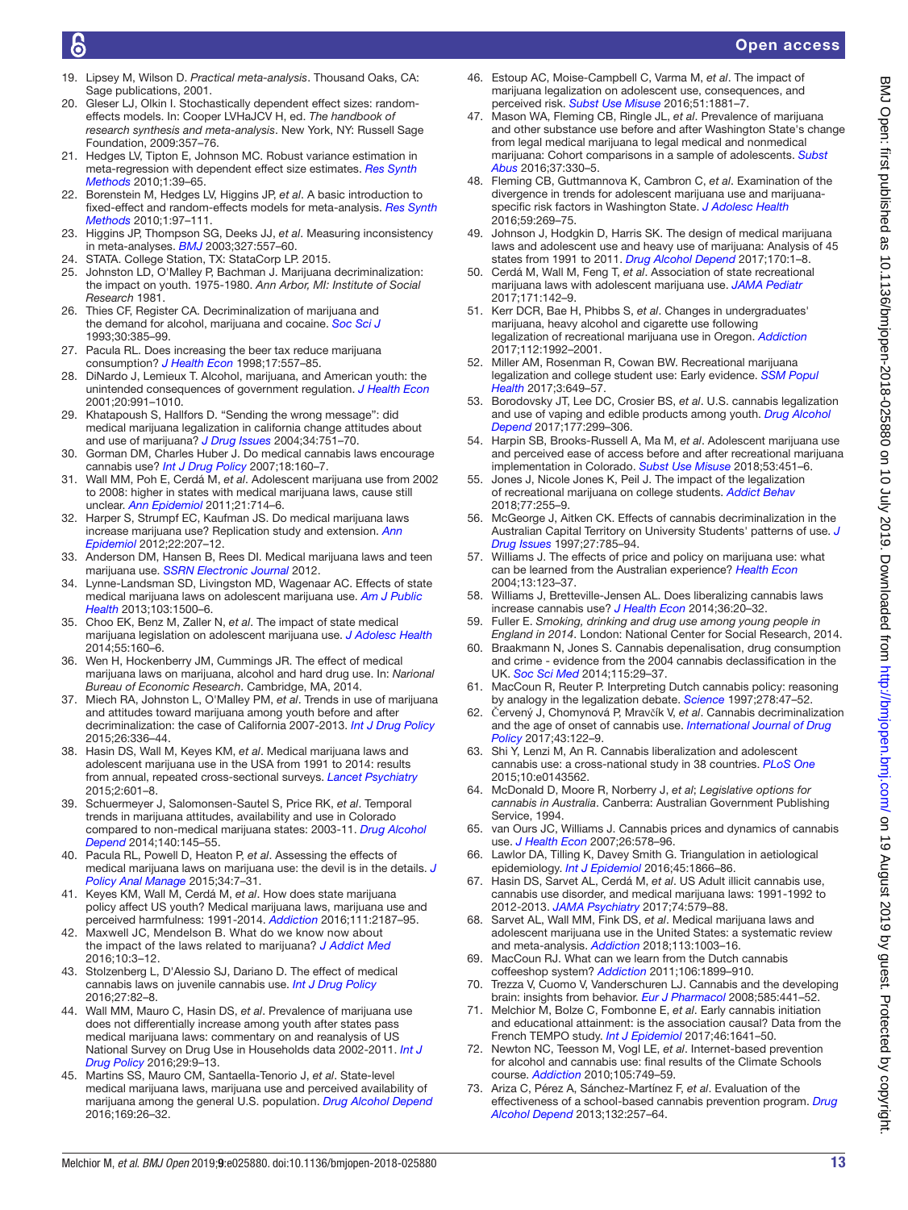19. Lipsey M, Wilson D. *Practical meta-analysis*. Thousand Oaks, CA: Sage publications, 2001.
20. Gleser LJ, Olkin I. Stochastically dependent effect sizes: random-effects models. In: Cooper LVHaJCV H, ed. *The handbook of research synthesis and meta-analysis*. New York, NY: Russell Sage Foundation, 2009:357–76.
21. Hedges LV, Tipton E, Johnson MC. Robust variance estimation in meta-regression with dependent effect size estimates. *Res Synth Methods* 2010;1:39–65.
22. Borenstein M, Hedges LV, Higgins JP, *et al*. A basic introduction to fixed-effect and random-effects models for meta-analysis. *Res Synth Methods* 2010;1:97–111.
23. Higgins JP, Thompson SG, Deeks JJ, *et al*. Measuring inconsistency in meta-analyses. *BMJ* 2003;327:557–60.
24. STATA. College Station, TX: StataCorp LP. 2015.
25. Johnston LD, O'Malley P, Bachman J. Marijuana decriminalization: the impact on youth. 1975-1980. *Ann Arbor, MI: Institute of Social Research* 1981.
26. Thies CF, Register CA. Decriminalization of marijuana and the demand for alcohol, marijuana and cocaine. *Soc Sci J* 1993;30:385–99.
27. Pacula RL. Does increasing the beer tax reduce marijuana consumption? *J Health Econ* 1998;17:557–85.
28. DiNardo J, Lemieux T. Alcohol, marijuana, and American youth: the unintended consequences of government regulation. *J Health Econ* 2001;20:991–1010.
29. Khatapoush S, Hallfors D. "Sending the wrong message": did medical marijuana legalization in california change attitudes about and use of marijuana? *J Drug Issues* 2004;34:751–70.
30. Gorman DM, Charles Huber J. Do medical cannabis laws encourage cannabis use? *Int J Drug Policy* 2007;18:160–7.
31. Wall MM, Poh E, Cerdá M, *et al*. Adolescent marijuana use from 2002 to 2008: higher in states with medical marijuana laws, cause still unclear. *Ann Epidemiol* 2011;21:714–6.
32. Harper S, Strumpf EC, Kaufman JS. Do medical marijuana laws increase marijuana use? Replication study and extension. *Ann Epidemiol* 2012;22:207–12.
33. Anderson DM, Hansen B, Rees DI. Medical marijuana laws and teen marijuana use. *SSRN Electronic Journal* 2012.
34. Lynne-Landsman SD, Livingston MD, Wagenaar AC. Effects of state medical marijuana laws on adolescent marijuana use. *Am J Public Health* 2013;103:1500–6.
35. Choo EK, Benz M, Zaller N, *et al*. The impact of state medical marijuana legislation on adolescent marijuana use. *J Adolesc Health* 2014;55:160–6.
36. Wen H, Hockenberry JM, Cummings JR. The effect of medical marijuana laws on marijuana, alcohol and hard drug use. In: *Narional Bureau of Economic Research*. Cambridge, MA, 2014.
37. Miech RA, Johnston L, O'Malley PM, *et al*. Trends in use of marijuana and attitudes toward marijuana among youth before and after decriminalization: the case of California 2007-2013. *Int J Drug Policy* 2015;26:336–44.
38. Hasin DS, Wall M, Keyes KM, *et al*. Medical marijuana laws and adolescent marijuana use in the USA from 1991 to 2014: results from annual, repeated cross-sectional surveys. *Lancet Psychiatry* 2015;2:601–8.
39. Schuermeyer J, Salomonsen-Sautel S, Price RK, *et al*. Temporal trends in marijuana attitudes, availability and use in Colorado compared to non-medical marijuana states: 2003-11. *Drug Alcohol Depend* 2014;140:145–55.
40. Pacula RL, Powell D, Heaton P, *et al*. Assessing the effects of medical marijuana laws on marijuana use: the devil is in the details. *J Policy Anal Manage* 2015;34:7–31.
41. Keyes KM, Wall M, Cerdá M, *et al*. How does state marijuana policy affect US youth? Medical marijuana laws, marijuana use and perceived harmfulness: 1991-2014. *Addiction* 2016;111:2187–95.
42. Maxwell JC, Mendelson B. What do we know now about the impact of the laws related to marijuana? *J Addict Med* 2016;10:3–12.
43. Stolzenberg L, D'Alessio SJ, Dariano D. The effect of medical cannabis laws on juvenile cannabis use. *Int J Drug Policy* 2016;27:82–8.
44. Wall MM, Mauro C, Hasin DS, *et al*. Prevalence of marijuana use does not differentially increase among youth after states pass medical marijuana laws: commentary on and reanalysis of US National Survey on Drug Use in Households data 2002-2011. *Int J Drug Policy* 2016;29:9–13.
45. Martins SS, Mauro CM, Santaella-Tenorio J, *et al*. State-level medical marijuana laws, marijuana use and perceived availability of marijuana among the general U.S. population. *Drug Alcohol Depend* 2016;169:26–32.
46. Estoup AC, Moise-Campbell C, Varma M, *et al*. The impact of marijuana legalization on adolescent use, consequences, and perceived risk. *Subst Use Misuse* 2016;51:1881–7.
47. Mason WA, Fleming CB, Ringle JL, *et al*. Prevalence of marijuana and other substance use before and after Washington State's change from legal medical marijuana to legal medical and nonmedical marijuana: Cohort comparisons in a sample of adolescents. *Subst Abus* 2016;37:330–5.
48. Fleming CB, Guttmannova K, Cambron C, *et al*. Examination of the divergence in trends for adolescent marijuana use and marijuana-specific risk factors in Washington State. *J Adolesc Health* 2016;59:269–75.
49. Johnson J, Hodgkin D, Harris SK. The design of medical marijuana laws and adolescent use and heavy use of marijuana: Analysis of 45 states from 1991 to 2011. *Drug Alcohol Depend* 2017;170:1–8.
50. Cerdá M, Wall M, Feng T, *et al*. Association of state recreational marijuana laws with adolescent marijuana use. *JAMA Pediatr* 2017;171:142–9.
51. Kerr DCR, Bae H, Phibbs S, *et al*. Changes in undergraduates' marijuana, heavy alcohol and cigarette use following legalization of recreational marijuana use in Oregon. *Addiction* 2017;112:1992–2001.
52. Miller AM, Rosenman R, Cowan BW. Recreational marijuana legalization and college student use: Early evidence. *SSM Popul Health* 2017;3:649–57.
53. Borodovsky JT, Lee DC, Crosier BS, *et al*. U.S. cannabis legalization and use of vaping and edible products among youth. *Drug Alcohol Depend* 2017;177:299–306.
54. Harpin SB, Brooks-Russell A, Ma M, *et al*. Adolescent marijuana use and perceived ease of access before and after recreational marijuana implementation in Colorado. *Subst Use Misuse* 2018;53:451–6.
55. Jones J, Nicole Jones K, Peil J. The impact of the legalization of recreational marijuana on college students. *Addict Behav* 2018;77:255–9.
56. McGeorge J, Aitken CK. Effects of cannabis decriminalization in the Australian Capital Territory on University Students' patterns of use. *J Drug Issues* 1997;27:785–94.
57. Williams J. The effects of price and policy on marijuana use: what can be learned from the Australian experience? *Health Econ* 2004;13:123–37.
58. Williams J, Bretteville-Jensen AL. Does liberalizing cannabis laws increase cannabis use? *J Health Econ* 2014;36:20–32.
59. Fuller E. *Smoking, drinking and drug use among young people in England in 2014*. London: National Center for Social Research, 2014.
60. Braakmann N, Jones S. Cannabis depenalisation, drug consumption and crime - evidence from the 2004 cannabis declassification in the UK. *Soc Sci Med* 2014;115:29–37.
61. MacCoun R, Reuter P. Interpreting Dutch cannabis policy: reasoning by analogy in the legalization debate. *Science* 1997;278:47–52.
62. Červený J, Chomynová P, Mravčík V, *et al*. Cannabis decriminalization and the age of onset of cannabis use. *International Journal of Drug Policy* 2017;43:122–9.
63. Shi Y, Lenzi M, An R. Cannabis liberalization and adolescent cannabis use: a cross-national study in 38 countries. *PLoS One* 2015;10:e0143562.
64. McDonald D, Moore R, Norberry J, *et al*; *Legislative options for cannabis in Australia*. Canberra: Australian Government Publishing Service, 1994.
65. van Ours JC, Williams J. Cannabis prices and dynamics of cannabis use. *J Health Econ* 2007;26:578–96.
66. Lawlor DA, Tilling K, Davey Smith G. Triangulation in aetiological epidemiology. *Int J Epidemiol* 2016;45:1866–86.
67. Hasin DS, Sarvet AL, Cerdá M, *et al*. US Adult illicit cannabis use, cannabis use disorder, and medical marijuana laws: 1991-1992 to 2012-2013. *JAMA Psychiatry* 2017;74:579–88.
68. Sarvet AL, Wall MM, Fink DS, *et al*. Medical marijuana laws and adolescent marijuana use in the United States: a systematic review and meta-analysis. *Addiction* 2018;113:1003–16.
69. MacCoun RJ. What can we learn from the Dutch cannabis coffeeshop system? *Addiction* 2011;106:1899–910.
70. Trezza V, Cuomo V, Vanderschuren LJ. Cannabis and the developing brain: insights from behavior. *Eur J Pharmacol* 2008;585:441–52.
71. Melchior M, Bolze C, Fombonne E, *et al*. Early cannabis initiation and educational attainment: is the association causal? Data from the French TEMPO study. *Int J Epidemiol* 2017;46:1641–50.
72. Newton NC, Teesson M, Vogl LE, *et al*. Internet-based prevention for alcohol and cannabis use: final results of the Climate Schools course. *Addiction* 2010;105:749–59.
73. Ariza C, Pérez A, Sánchez-Martínez F, *et al*. Evaluation of the effectiveness of a school-based cannabis prevention program. *Drug Alcohol Depend* 2013;132:257–64.